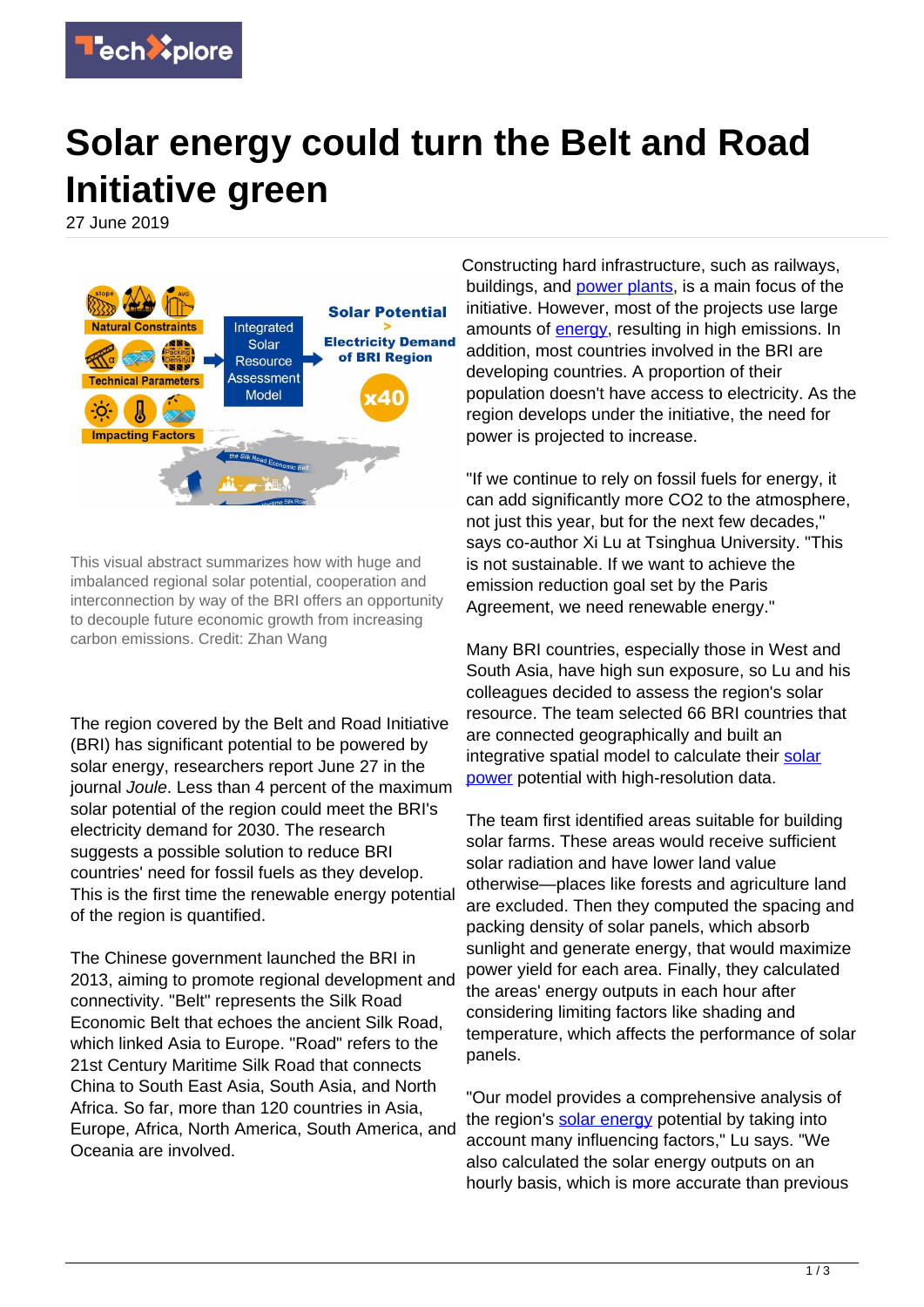# Solar energy could turn the Belt and Road Initiative green

27 June 2019

This visual abstract summarizes how with huge and imbalanced regional solar potential, cooperation and interconnection by way of the BRI offers an opportunity to decouple future economic growth from increasing carbon emissions. Credit: Zhan Wang

The region covered by the Belt and Road Initiative (BRI) has significant potential to be powered by solar energy, researchers report June 27 in the journal *Joule*. Less than 4 percent of the maximum solar potential of the region could meet the BRI's electricity demand for 2030. The research suggests a possible solution to reduce BRI countries' need for fossil fuels as they develop. This is the first time the renewable energy potential of the region is quantified.

The Chinese government launched the BRI in 2013, aiming to promote regional development and connectivity. "Belt" represents the Silk Road Economic Belt that echoes the ancient Silk Road, which linked Asia to Europe. "Road" refers to the 21st Century Maritime Silk Road that connects China to South East Asia, South Asia, and North Africa. So far, more than 120 countries in Asia, Europe, Africa, North America, South America, and Oceania are involved.

Constructing hard infrastructure, such as railways, buildings, and power plants, is a main focus of the initiative. However, most of the projects use large amounts of energy, resulting in high emissions. In addition, most countries involved in the BRI are developing countries. A proportion of their population doesn't have access to electricity. As the region develops under the initiative, the need for power is projected to increase.

"If we continue to rely on fossil fuels for energy, it can add significantly more $CO_2$ to the atmosphere, not just this year, but for the next few decades," says co-author Xi Lu at Tsinghua University. "This is not sustainable. If we want to achieve the emission reduction goal set by the Paris Agreement, we need renewable energy."

Many BRI countries, especially those in West and South Asia, have high sun exposure, so Lu and his colleagues decided to assess the region's solar resource. The team selected 66 BRI countries that are connected geographically and built an integrative spatial model to calculate their solar power potential with high-resolution data.

The team first identified areas suitable for building solar farms. These areas would receive sufficient solar radiation and have lower land value otherwise—places like forests and agriculture land are excluded. Then they computed the spacing and packing density of solar panels, which absorb sunlight and generate energy, that would maximize power yield for each area. Finally, they calculated the areas' energy outputs in each hour after considering limiting factors like shading and temperature, which affects the performance of solar panels.

"Our model provides a comprehensive analysis of the region's solar energy potential by taking into account many influencing factors," Lu says. "We also calculated the solar energy outputs on an hourly basis, which is more accurate than previous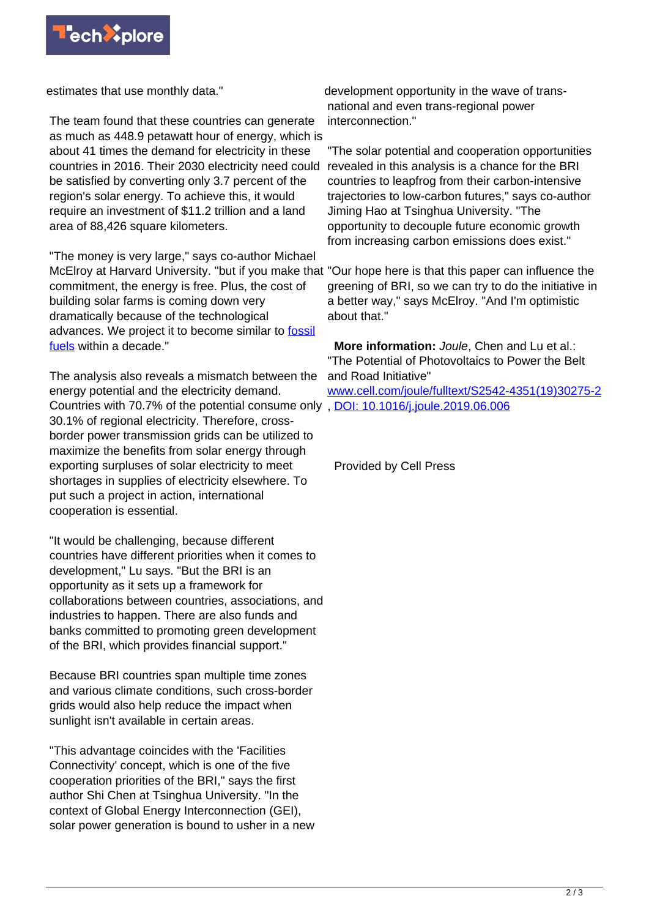estimates that use monthly data."

The team found that these countries can generate as much as 448.9 petawatt hour of energy, which is about 41 times the demand for electricity in these countries in 2016. Their 2030 electricity need could be satisfied by converting only 3.7 percent of the region's solar energy. To achieve this, it would require an investment of $11.2 trillion and a land area of 88,426 square kilometers.

"The money is very large," says co-author Michael McElroy at Harvard University. "but if you make that commitment, the energy is free. Plus, the cost of building solar farms is coming down very dramatically because of the technological advances. We project it to become similar to [fossil fuels](#) within a decade."

The analysis also reveals a mismatch between the energy potential and the electricity demand. Countries with 70.7% of the potential consume only 30.1% of regional electricity. Therefore, cross-border power transmission grids can be utilized to maximize the benefits from solar energy through exporting surpluses of solar electricity to meet shortages in supplies of electricity elsewhere. To put such a project in action, international cooperation is essential.

"It would be challenging, because different countries have different priorities when it comes to development," Lu says. "But the BRI is an opportunity as it sets up a framework for collaborations between countries, associations, and industries to happen. There are also funds and banks committed to promoting green development of the BRI, which provides financial support."

Because BRI countries span multiple time zones and various climate conditions, such cross-border grids would also help reduce the impact when sunlight isn't available in certain areas.

"This advantage coincides with the 'Facilities Connectivity' concept, which is one of the five cooperation priorities of the BRI," says the first author Shi Chen at Tsinghua University. "In the context of Global Energy Interconnection (GEI), solar power generation is bound to usher in a new development opportunity in the wave of trans-national and even trans-regional power interconnection."

"The solar potential and cooperation opportunities revealed in this analysis is a chance for the BRI countries to leapfrog from their carbon-intensive trajectories to low-carbon futures," says co-author Jiming Hao at Tsinghua University. "The opportunity to decouple future economic growth from increasing carbon emissions does exist."

"Our hope here is that this paper can influence the greening of BRI, so we can try to do the initiative in a better way," says McElroy. "And I'm optimistic about that."

**More information:** *Joule*, Chen and Lu et al.: "The Potential of Photovoltaics to Power the Belt and Road Initiative" [www.cell.com/joule/fulltext/S2542-4351(19)30275-2](www.cell.com/joule/fulltext/S2542-4351(19)30275-2), [DOI: 10.1016/j.joule.2019.06.006](#)

Provided by Cell Press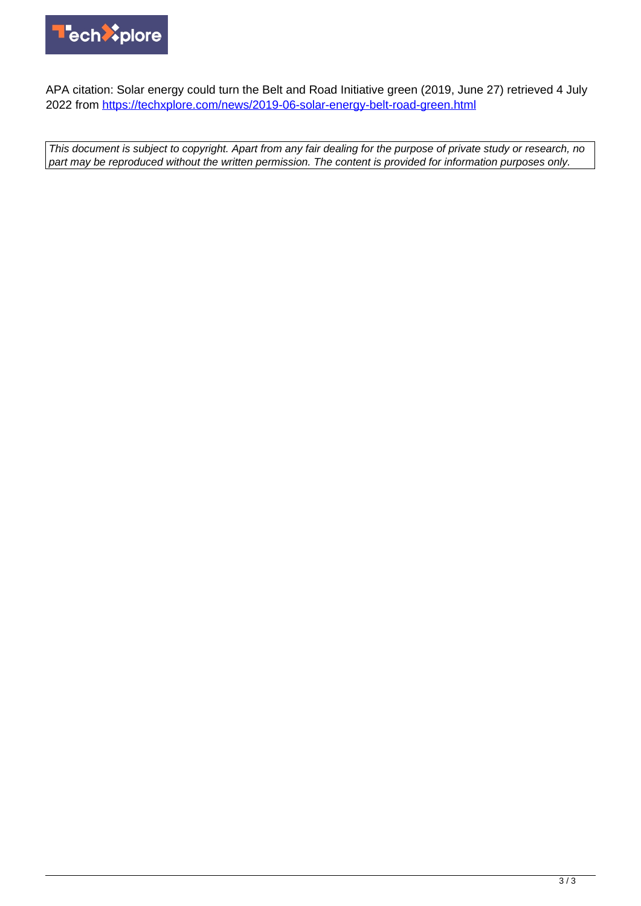APA citation: Solar energy could turn the Belt and Road Initiative green (2019, June 27) retrieved 4 July 2022 from https://techxplore.com/news/2019-06-solar-energy-belt-road-green.html

*This document is subject to copyright. Apart from any fair dealing for the purpose of private study or research, no part may be reproduced without the written permission. The content is provided for information purposes only.*